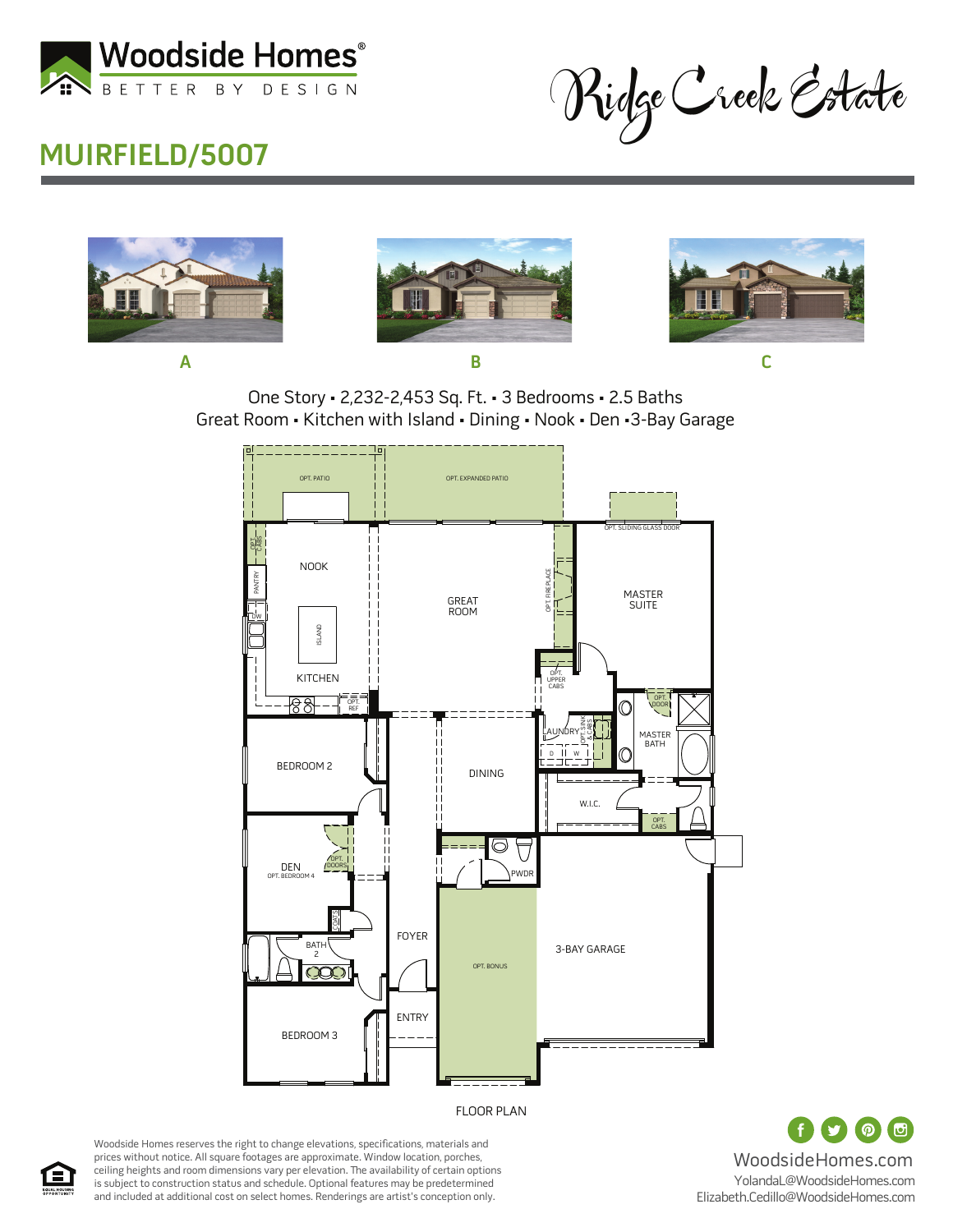Woodside Homes®
BETTER BY DESIGN

Ridge Creek Estate

# MUIRFIELD/5007

A

B

C

One Story ▪ 2,232-2,453 Sq. Ft. ▪ 3 Bedrooms ▪ 2.5 Baths
Great Room ▪ Kitchen with Island ▪ Dining ▪ Nook ▪ Den ▪3-Bay Garage

OPT. PATIO
OPT. EXPANDED PATIO
OPT. SLIDING GLASS DOOR
OPT. CABS
PANTRY
NOOK
DW
ISLAND
KITCHEN
OPT. REF
GREAT ROOM
OPT. FIREPLACE
MASTER SUITE
OPT. UPPER CABS
OPT. DOOR
LAUNDRY
OPT. SINK & CABS
D
W
MASTER BATH
BEDROOM 2
DINING
W.I.C.
OPT. CABS
DEN
OPT. BEDROOM 4
OPT. DOORS
PWDR
COATS
FOYER
BATH 2
OPT. BONUS
3-BAY GARAGE
ENTRY
BEDROOM 3

FLOOR PLAN

Woodside Homes reserves the right to change elevations, specifications, materials and prices without notice. All square footages are approximate. Window location, porches, ceiling heights and room dimensions vary per elevation. The availability of certain options is subject to construction status and schedule. Optional features may be predetermined and included at additional cost on select homes. Renderings are artist's conception only.

EQUAL HOUSING OPPORTUNITY

WoodsideHomes.com
YolandaL@WoodsideHomes.com
Elizabeth.Cedillo@WoodsideHomes.com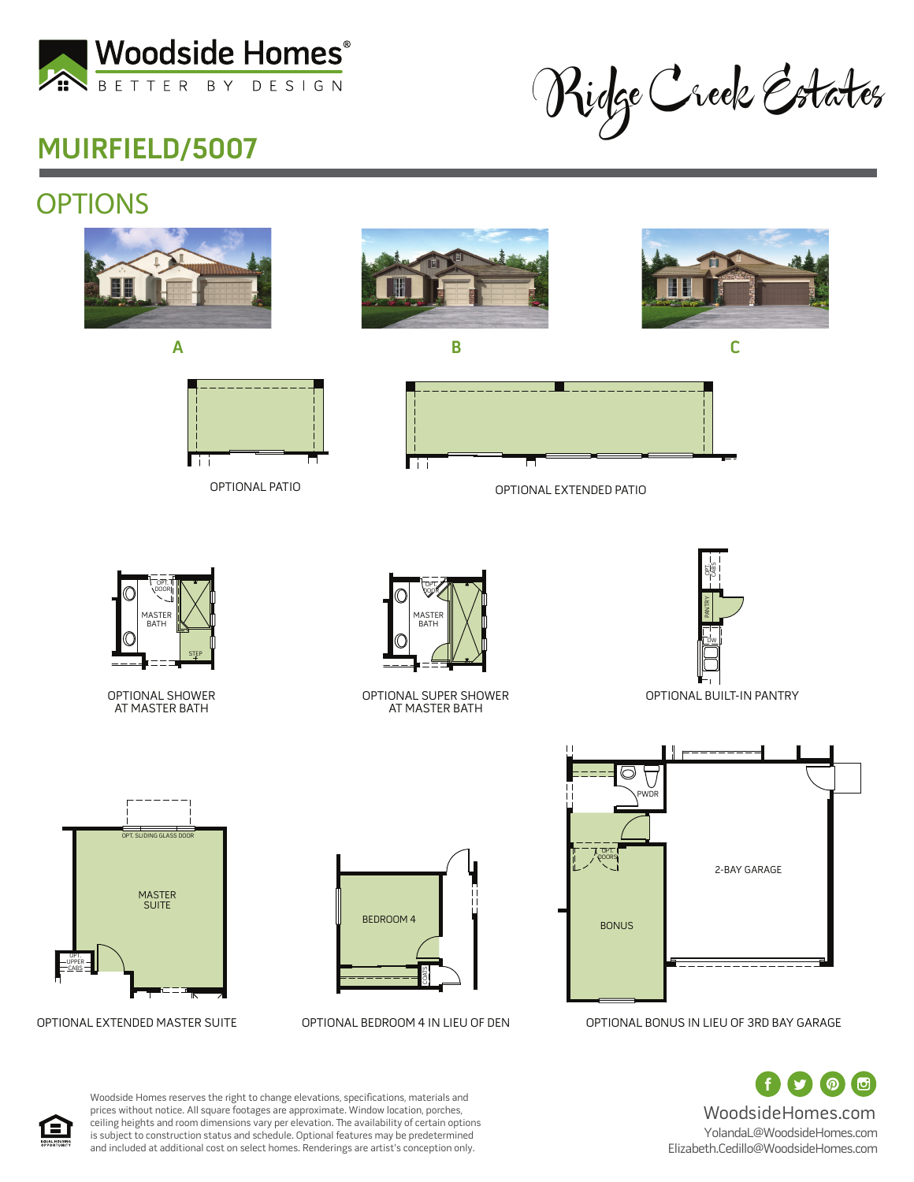Woodside Homes®

BETTER BY DESIGN

Ridge Creek Estates

# MUIRFIELD/5007

## OPTIONS

A

B

C

OPTIONAL PATIO

OPTIONAL EXTENDED PATIO

MASTER BATH

OPT. DOOR

STEP

OPTIONAL SHOWER AT MASTER BATH

MASTER BATH

OPT. DOOR

OPTIONAL SUPER SHOWER AT MASTER BATH

OPT. CABS

PANTRY

DW

OPTIONAL BUILT-IN PANTRY

OPT. SLIDING GLASS DOOR

MASTER SUITE

OPT. UPPER CABS

OPTIONAL EXTENDED MASTER SUITE

BEDROOM 4

COATS

OPTIONAL BEDROOM 4 IN LIEU OF DEN

PWDR

OPT. DOORS

BONUS

2-BAY GARAGE

OPTIONAL BONUS IN LIEU OF 3RD BAY GARAGE

Woodside Homes reserves the right to change elevations, specifications, materials and prices without notice. All square footages are approximate. Window location, porches, ceiling heights and room dimensions vary per elevation. The availability of certain options is subject to construction status and schedule. Optional features may be predetermined and included at additional cost on select homes. Renderings are artist's conception only.

EQUAL HOUSING OPPORTUNITY

WoodsideHomes.com

YolandaL@WoodsideHomes.com

Elizabeth.Cedillo@WoodsideHomes.com